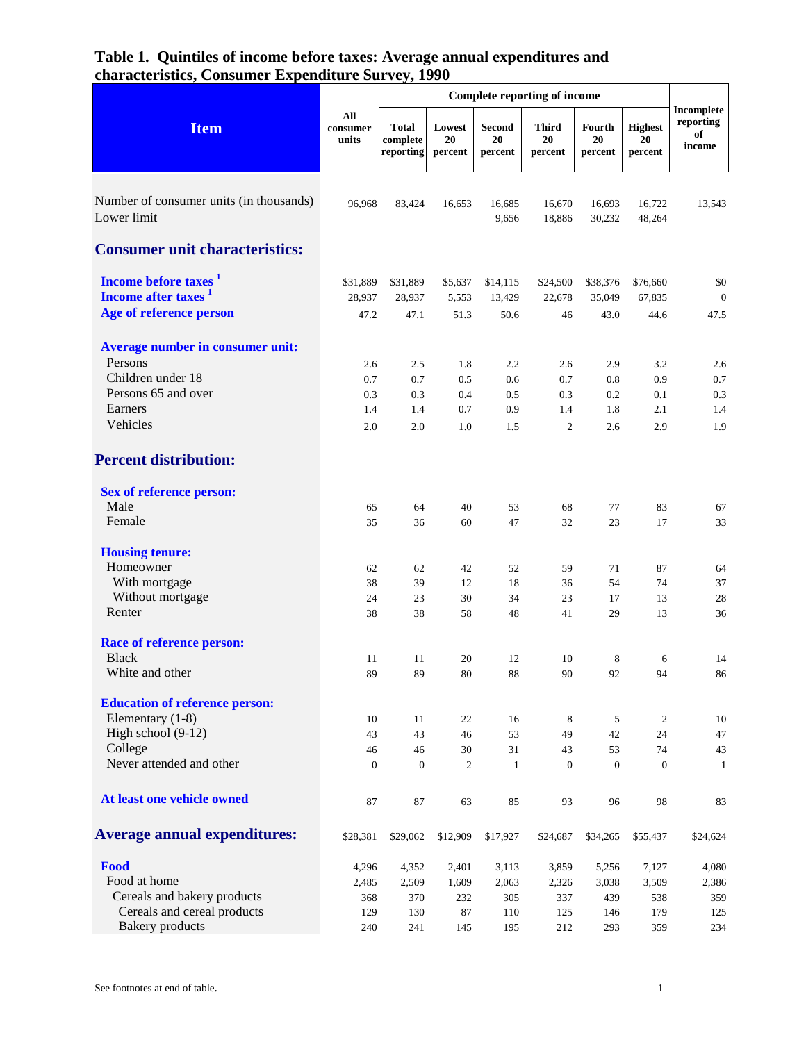# Table 1. Quintiles of income before taxes: Average annual expenditures and characteristics, Consumer Expenditure Survey, 1990

| Item | All consumer units | Complete reporting of income | | | | | | Incomplete reporting of income |
|---|---|---|---|---|---|---|---|---|
| | | Total complete reporting | Lowest 20 percent | Second 20 percent | Third 20 percent | Fourth 20 percent | Highest 20 percent | |
| Number of consumer units (in thousands) | 96,968 | 83,424 | 16,653 | 16,685 | 16,670 | 16,693 | 16,722 | 13,543 |
| Lower limit | | | | 9,656 | 18,886 | 30,232 | 48,264 | |
| **Consumer unit characteristics:** | | | | | | | | |
| Income before taxes [1] | $31,889 | $31,889 | $5,637 | $14,115 | $24,500 | $38,376 | $76,660 | $0 |
| Income after taxes [1] | 28,937 | 28,937 | 5,553 | 13,429 | 22,678 | 35,049 | 67,835 | 0 |
| Age of reference person | 47.2 | 47.1 | 51.3 | 50.6 | 46 | 43.0 | 44.6 | 47.5 |
| **Average number in consumer unit:** | | | | | | | | |
| Persons | 2.6 | 2.5 | 1.8 | 2.2 | 2.6 | 2.9 | 3.2 | 2.6 |
| Children under 18 | 0.7 | 0.7 | 0.5 | 0.6 | 0.7 | 0.8 | 0.9 | 0.7 |
| Persons 65 and over | 0.3 | 0.3 | 0.4 | 0.5 | 0.3 | 0.2 | 0.1 | 0.3 |
| Earners | 1.4 | 1.4 | 0.7 | 0.9 | 1.4 | 1.8 | 2.1 | 1.4 |
| Vehicles | 2.0 | 2.0 | 1.0 | 1.5 | 2 | 2.6 | 2.9 | 1.9 |
| **Percent distribution:** | | | | | | | | |
| **Sex of reference person:** | | | | | | | | |
| Male | 65 | 64 | 40 | 53 | 68 | 77 | 83 | 67 |
| Female | 35 | 36 | 60 | 47 | 32 | 23 | 17 | 33 |
| **Housing tenure:** | | | | | | | | |
| Homeowner | 62 | 62 | 42 | 52 | 59 | 71 | 87 | 64 |
| With mortgage | 38 | 39 | 12 | 18 | 36 | 54 | 74 | 37 |
| Without mortgage | 24 | 23 | 30 | 34 | 23 | 17 | 13 | 28 |
| Renter | 38 | 38 | 58 | 48 | 41 | 29 | 13 | 36 |
| **Race of reference person:** | | | | | | | | |
| Black | 11 | 11 | 20 | 12 | 10 | 8 | 6 | 14 |
| White and other | 89 | 89 | 80 | 88 | 90 | 92 | 94 | 86 |
| **Education of reference person:** | | | | | | | | |
| Elementary (1-8) | 10 | 11 | 22 | 16 | 8 | 5 | 2 | 10 |
| High school (9-12) | 43 | 43 | 46 | 53 | 49 | 42 | 24 | 47 |
| College | 46 | 46 | 30 | 31 | 43 | 53 | 74 | 43 |
| Never attended and other | 0 | 0 | 2 | 1 | 0 | 0 | 0 | 1 |
| **At least one vehicle owned** | 87 | 87 | 63 | 85 | 93 | 96 | 98 | 83 |
| **Average annual expenditures:** | $28,381 | $29,062 | $12,909 | $17,927 | $24,687 | $34,265 | $55,437 | $24,624 |
| **Food** | 4,296 | 4,352 | 2,401 | 3,113 | 3,859 | 5,256 | 7,127 | 4,080 |
| Food at home | 2,485 | 2,509 | 1,609 | 2,063 | 2,326 | 3,038 | 3,509 | 2,386 |
| Cereals and bakery products | 368 | 370 | 232 | 305 | 337 | 439 | 538 | 359 |
| Cereals and cereal products | 129 | 130 | 87 | 110 | 125 | 146 | 179 | 125 |
| Bakery products | 240 | 241 | 145 | 195 | 212 | 293 | 359 | 234 |

See footnotes at end of table.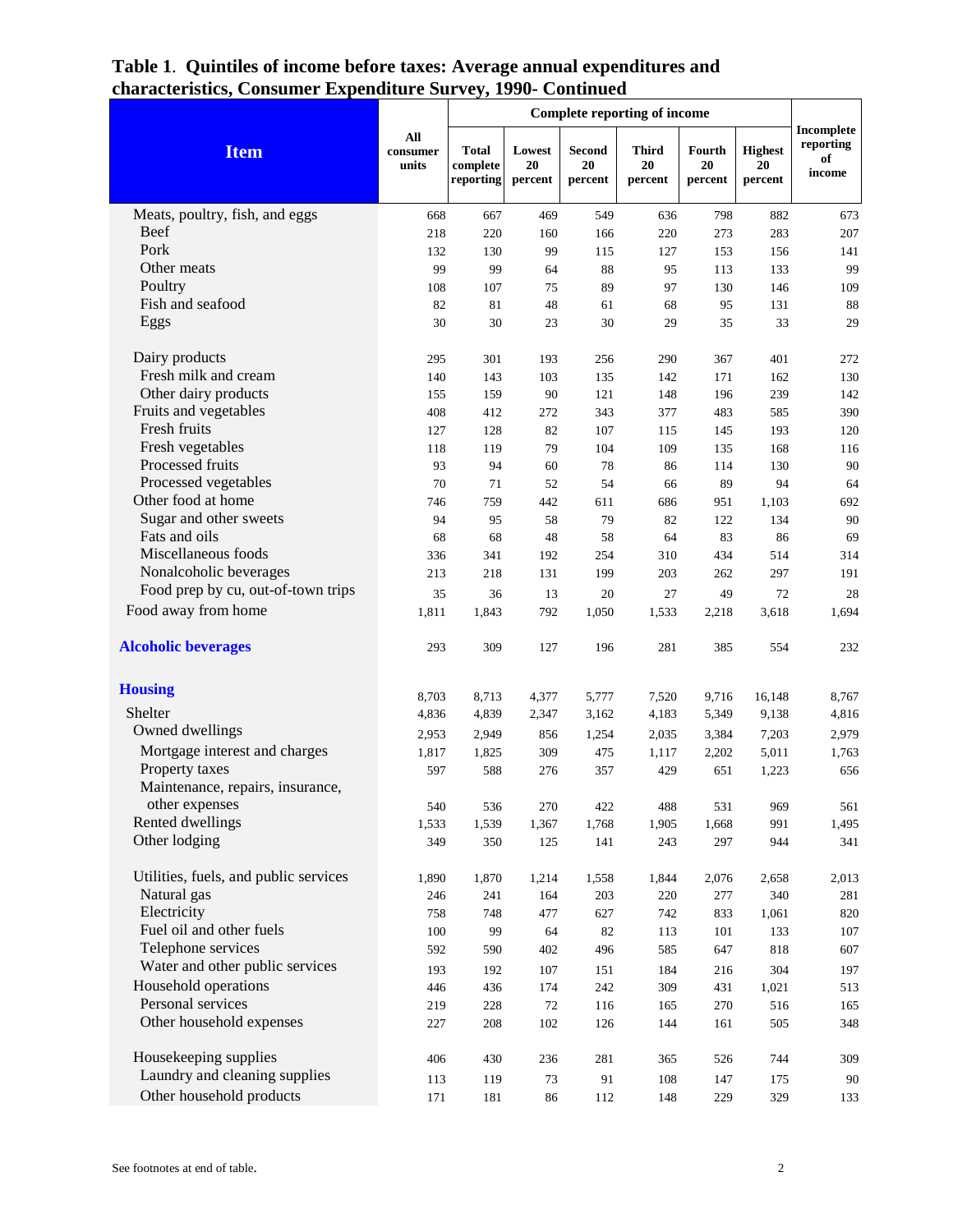## Table 1. Quintiles of income before taxes: Average annual expenditures and characteristics, Consumer Expenditure Survey, 1990- Continued

| Item | All consumer units | Complete reporting of income | | | | | | Incomplete reporting of income |
|---|---|---|---|---|---|---|---|---|
| | | Total complete reporting | Lowest 20 percent | Second 20 percent | Third 20 percent | Fourth 20 percent | Highest 20 percent | |
| Meats, poultry, fish, and eggs | 668 | 667 | 469 | 549 | 636 | 798 | 882 | 673 |
| Beef | 218 | 220 | 160 | 166 | 220 | 273 | 283 | 207 |
| Pork | 132 | 130 | 99 | 115 | 127 | 153 | 156 | 141 |
| Other meats | 99 | 99 | 64 | 88 | 95 | 113 | 133 | 99 |
| Poultry | 108 | 107 | 75 | 89 | 97 | 130 | 146 | 109 |
| Fish and seafood | 82 | 81 | 48 | 61 | 68 | 95 | 131 | 88 |
| Eggs | 30 | 30 | 23 | 30 | 29 | 35 | 33 | 29 |
| Dairy products | 295 | 301 | 193 | 256 | 290 | 367 | 401 | 272 |
| Fresh milk and cream | 140 | 143 | 103 | 135 | 142 | 171 | 162 | 130 |
| Other dairy products | 155 | 159 | 90 | 121 | 148 | 196 | 239 | 142 |
| Fruits and vegetables | 408 | 412 | 272 | 343 | 377 | 483 | 585 | 390 |
| Fresh fruits | 127 | 128 | 82 | 107 | 115 | 145 | 193 | 120 |
| Fresh vegetables | 118 | 119 | 79 | 104 | 109 | 135 | 168 | 116 |
| Processed fruits | 93 | 94 | 60 | 78 | 86 | 114 | 130 | 90 |
| Processed vegetables | 70 | 71 | 52 | 54 | 66 | 89 | 94 | 64 |
| Other food at home | 746 | 759 | 442 | 611 | 686 | 951 | 1,103 | 692 |
| Sugar and other sweets | 94 | 95 | 58 | 79 | 82 | 122 | 134 | 90 |
| Fats and oils | 68 | 68 | 48 | 58 | 64 | 83 | 86 | 69 |
| Miscellaneous foods | 336 | 341 | 192 | 254 | 310 | 434 | 514 | 314 |
| Nonalcoholic beverages | 213 | 218 | 131 | 199 | 203 | 262 | 297 | 191 |
| Food prep by cu, out-of-town trips | 35 | 36 | 13 | 20 | 27 | 49 | 72 | 28 |
| Food away from home | 1,811 | 1,843 | 792 | 1,050 | 1,533 | 2,218 | 3,618 | 1,694 |
| **Alcoholic beverages** | 293 | 309 | 127 | 196 | 281 | 385 | 554 | 232 |
| **Housing** | 8,703 | 8,713 | 4,377 | 5,777 | 7,520 | 9,716 | 16,148 | 8,767 |
| Shelter | 4,836 | 4,839 | 2,347 | 3,162 | 4,183 | 5,349 | 9,138 | 4,816 |
| Owned dwellings | 2,953 | 2,949 | 856 | 1,254 | 2,035 | 3,384 | 7,203 | 2,979 |
| Mortgage interest and charges | 1,817 | 1,825 | 309 | 475 | 1,117 | 2,202 | 5,011 | 1,763 |
| Property taxes | 597 | 588 | 276 | 357 | 429 | 651 | 1,223 | 656 |
| Maintenance, repairs, insurance, other expenses | 540 | 536 | 270 | 422 | 488 | 531 | 969 | 561 |
| Rented dwellings | 1,533 | 1,539 | 1,367 | 1,768 | 1,905 | 1,668 | 991 | 1,495 |
| Other lodging | 349 | 350 | 125 | 141 | 243 | 297 | 944 | 341 |
| Utilities, fuels, and public services | 1,890 | 1,870 | 1,214 | 1,558 | 1,844 | 2,076 | 2,658 | 2,013 |
| Natural gas | 246 | 241 | 164 | 203 | 220 | 277 | 340 | 281 |
| Electricity | 758 | 748 | 477 | 627 | 742 | 833 | 1,061 | 820 |
| Fuel oil and other fuels | 100 | 99 | 64 | 82 | 113 | 101 | 133 | 107 |
| Telephone services | 592 | 590 | 402 | 496 | 585 | 647 | 818 | 607 |
| Water and other public services | 193 | 192 | 107 | 151 | 184 | 216 | 304 | 197 |
| Household operations | 446 | 436 | 174 | 242 | 309 | 431 | 1,021 | 513 |
| Personal services | 219 | 228 | 72 | 116 | 165 | 270 | 516 | 165 |
| Other household expenses | 227 | 208 | 102 | 126 | 144 | 161 | 505 | 348 |
| Housekeeping supplies | 406 | 430 | 236 | 281 | 365 | 526 | 744 | 309 |
| Laundry and cleaning supplies | 113 | 119 | 73 | 91 | 108 | 147 | 175 | 90 |
| Other household products | 171 | 181 | 86 | 112 | 148 | 229 | 329 | 133 |

See footnotes at end of table.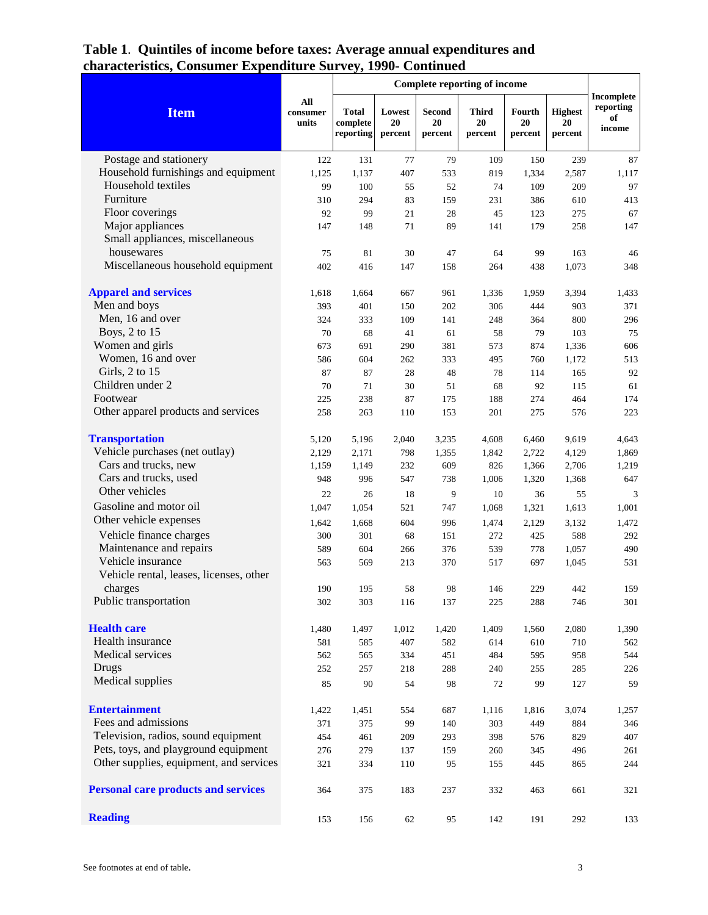**Table 1**. **Quintiles of income before taxes: Average annual expenditures and characteristics, Consumer Expenditure Survey, 1990- Continued**

| Item | All consumer units | Complete reporting of income | | | | | | Incomplete reporting of income |
|---|---|---|---|---|---|---|---|---|
| | | Total complete reporting | Lowest 20 percent | Second 20 percent | Third 20 percent | Fourth 20 percent | Highest 20 percent | |
| Postage and stationery | 122 | 131 | 77 | 79 | 109 | 150 | 239 | 87 |
| Household furnishings and equipment | 1,125 | 1,137 | 407 | 533 | 819 | 1,334 | 2,587 | 1,117 |
| Household textiles | 99 | 100 | 55 | 52 | 74 | 109 | 209 | 97 |
| Furniture | 310 | 294 | 83 | 159 | 231 | 386 | 610 | 413 |
| Floor coverings | 92 | 99 | 21 | 28 | 45 | 123 | 275 | 67 |
| Major appliances | 147 | 148 | 71 | 89 | 141 | 179 | 258 | 147 |
| Small appliances, miscellaneous housewares | 75 | 81 | 30 | 47 | 64 | 99 | 163 | 46 |
| Miscellaneous household equipment | 402 | 416 | 147 | 158 | 264 | 438 | 1,073 | 348 |
| **Apparel and services** | 1,618 | 1,664 | 667 | 961 | 1,336 | 1,959 | 3,394 | 1,433 |
| Men and boys | 393 | 401 | 150 | 202 | 306 | 444 | 903 | 371 |
| Men, 16 and over | 324 | 333 | 109 | 141 | 248 | 364 | 800 | 296 |
| Boys, 2 to 15 | 70 | 68 | 41 | 61 | 58 | 79 | 103 | 75 |
| Women and girls | 673 | 691 | 290 | 381 | 573 | 874 | 1,336 | 606 |
| Women, 16 and over | 586 | 604 | 262 | 333 | 495 | 760 | 1,172 | 513 |
| Girls, 2 to 15 | 87 | 87 | 28 | 48 | 78 | 114 | 165 | 92 |
| Children under 2 | 70 | 71 | 30 | 51 | 68 | 92 | 115 | 61 |
| Footwear | 225 | 238 | 87 | 175 | 188 | 274 | 464 | 174 |
| Other apparel products and services | 258 | 263 | 110 | 153 | 201 | 275 | 576 | 223 |
| **Transportation** | 5,120 | 5,196 | 2,040 | 3,235 | 4,608 | 6,460 | 9,619 | 4,643 |
| Vehicle purchases (net outlay) | 2,129 | 2,171 | 798 | 1,355 | 1,842 | 2,722 | 4,129 | 1,869 |
| Cars and trucks, new | 1,159 | 1,149 | 232 | 609 | 826 | 1,366 | 2,706 | 1,219 |
| Cars and trucks, used | 948 | 996 | 547 | 738 | 1,006 | 1,320 | 1,368 | 647 |
| Other vehicles | 22 | 26 | 18 | 9 | 10 | 36 | 55 | 3 |
| Gasoline and motor oil | 1,047 | 1,054 | 521 | 747 | 1,068 | 1,321 | 1,613 | 1,001 |
| Other vehicle expenses | 1,642 | 1,668 | 604 | 996 | 1,474 | 2,129 | 3,132 | 1,472 |
| Vehicle finance charges | 300 | 301 | 68 | 151 | 272 | 425 | 588 | 292 |
| Maintenance and repairs | 589 | 604 | 266 | 376 | 539 | 778 | 1,057 | 490 |
| Vehicle insurance | 563 | 569 | 213 | 370 | 517 | 697 | 1,045 | 531 |
| Vehicle rental, leases, licenses, other charges | 190 | 195 | 58 | 98 | 146 | 229 | 442 | 159 |
| Public transportation | 302 | 303 | 116 | 137 | 225 | 288 | 746 | 301 |
| **Health care** | 1,480 | 1,497 | 1,012 | 1,420 | 1,409 | 1,560 | 2,080 | 1,390 |
| Health insurance | 581 | 585 | 407 | 582 | 614 | 610 | 710 | 562 |
| Medical services | 562 | 565 | 334 | 451 | 484 | 595 | 958 | 544 |
| Drugs | 252 | 257 | 218 | 288 | 240 | 255 | 285 | 226 |
| Medical supplies | 85 | 90 | 54 | 98 | 72 | 99 | 127 | 59 |
| **Entertainment** | 1,422 | 1,451 | 554 | 687 | 1,116 | 1,816 | 3,074 | 1,257 |
| Fees and admissions | 371 | 375 | 99 | 140 | 303 | 449 | 884 | 346 |
| Television, radios, sound equipment | 454 | 461 | 209 | 293 | 398 | 576 | 829 | 407 |
| Pets, toys, and playground equipment | 276 | 279 | 137 | 159 | 260 | 345 | 496 | 261 |
| Other supplies, equipment, and services | 321 | 334 | 110 | 95 | 155 | 445 | 865 | 244 |
| **Personal care products and services** | 364 | 375 | 183 | 237 | 332 | 463 | 661 | 321 |
| **Reading** | 153 | 156 | 62 | 95 | 142 | 191 | 292 | 133 |

See footnotes at end of table.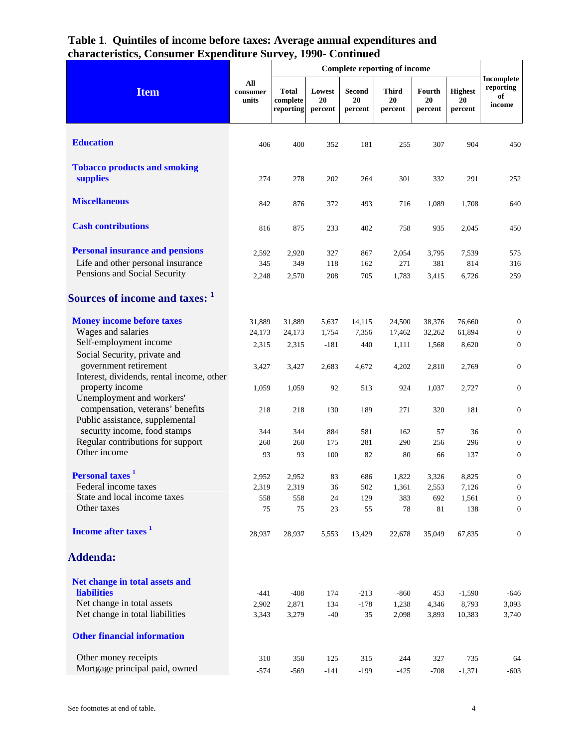## Table 1. Quintiles of income before taxes: Average annual expenditures and characteristics, Consumer Expenditure Survey, 1990- Continued

| Item | All consumer units | Complete reporting of income | | | | | | Incomplete reporting of income |
|---|---|---|---|---|---|---|---|---|
| | | Total complete reporting | Lowest 20 percent | Second 20 percent | Third 20 percent | Fourth 20 percent | Highest 20 percent | |
| **Education** | 406 | 400 | 352 | 181 | 255 | 307 | 904 | 450 |
| **Tobacco products and smoking supplies** | 274 | 278 | 202 | 264 | 301 | 332 | 291 | 252 |
| **Miscellaneous** | 842 | 876 | 372 | 493 | 716 | 1,089 | 1,708 | 640 |
| **Cash contributions** | 816 | 875 | 233 | 402 | 758 | 935 | 2,045 | 450 |
| **Personal insurance and pensions** | 2,592 | 2,920 | 327 | 867 | 2,054 | 3,795 | 7,539 | 575 |
| Life and other personal insurance | 345 | 349 | 118 | 162 | 271 | 381 | 814 | 316 |
| Pensions and Social Security | 2,248 | 2,570 | 208 | 705 | 1,783 | 3,415 | 6,726 | 259 |
| **Sources of income and taxes:** [1] | | | | | | | | |
| **Money income before taxes** | 31,889 | 31,889 | 5,637 | 14,115 | 24,500 | 38,376 | 76,660 | 0 |
| Wages and salaries | 24,173 | 24,173 | 1,754 | 7,356 | 17,462 | 32,262 | 61,894 | 0 |
| Self-employment income | 2,315 | 2,315 | -181 | 440 | 1,111 | 1,568 | 8,620 | 0 |
| Social Security, private and government retirement | 3,427 | 3,427 | 2,683 | 4,672 | 4,202 | 2,810 | 2,769 | 0 |
| Interest, dividends, rental income, other property income | 1,059 | 1,059 | 92 | 513 | 924 | 1,037 | 2,727 | 0 |
| Unemployment and workers' compensation, veterans' benefits | 218 | 218 | 130 | 189 | 271 | 320 | 181 | 0 |
| Public assistance, supplemental security income, food stamps | 344 | 344 | 884 | 581 | 162 | 57 | 36 | 0 |
| Regular contributions for support | 260 | 260 | 175 | 281 | 290 | 256 | 296 | 0 |
| Other income | 93 | 93 | 100 | 82 | 80 | 66 | 137 | 0 |
| **Personal taxes** [1] | 2,952 | 2,952 | 83 | 686 | 1,822 | 3,326 | 8,825 | 0 |
| Federal income taxes | 2,319 | 2,319 | 36 | 502 | 1,361 | 2,553 | 7,126 | 0 |
| State and local income taxes | 558 | 558 | 24 | 129 | 383 | 692 | 1,561 | 0 |
| Other taxes | 75 | 75 | 23 | 55 | 78 | 81 | 138 | 0 |
| **Income after taxes** [1] | 28,937 | 28,937 | 5,553 | 13,429 | 22,678 | 35,049 | 67,835 | 0 |
| **Addenda:** | | | | | | | | |
| **Net change in total assets and liabilities** | -441 | -408 | 174 | -213 | -860 | 453 | -1,590 | -646 |
| Net change in total assets | 2,902 | 2,871 | 134 | -178 | 1,238 | 4,346 | 8,793 | 3,093 |
| Net change in total liabilities | 3,343 | 3,279 | -40 | 35 | 2,098 | 3,893 | 10,383 | 3,740 |
| **Other financial information** | | | | | | | | |
| Other money receipts | 310 | 350 | 125 | 315 | 244 | 327 | 735 | 64 |
| Mortgage principal paid, owned | -574 | -569 | -141 | -199 | -425 | -708 | -1,371 | -603 |

See footnotes at end of table.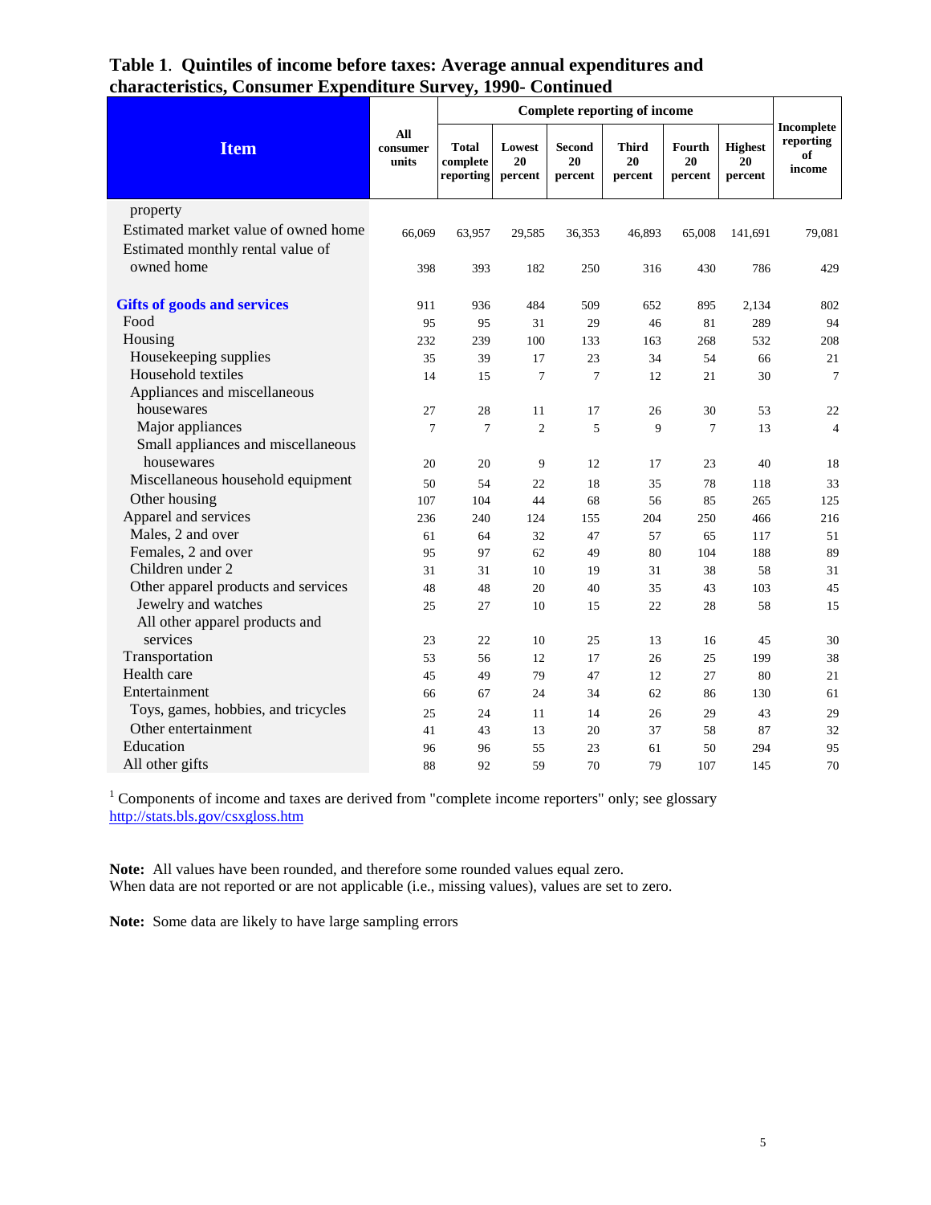**Table 1**. **Quintiles of income before taxes: Average annual expenditures and characteristics, Consumer Expenditure Survey, 1990- Continued**

| Item | All consumer units | Complete reporting of income | | | | | | Incomplete reporting of income |
|---|---|---|---|---|---|---|---|---|
| | | Total complete reporting | Lowest 20 percent | Second 20 percent | Third 20 percent | Fourth 20 percent | Highest 20 percent | |
| property | | | | | | | | |
| Estimated market value of owned home | 66,069 | 63,957 | 29,585 | 36,353 | 46,893 | 65,008 | 141,691 | 79,081 |
| Estimated monthly rental value of owned home | 398 | 393 | 182 | 250 | 316 | 430 | 786 | 429 |
| **Gifts of goods and services** | 911 | 936 | 484 | 509 | 652 | 895 | 2,134 | 802 |
| Food | 95 | 95 | 31 | 29 | 46 | 81 | 289 | 94 |
| Housing | 232 | 239 | 100 | 133 | 163 | 268 | 532 | 208 |
| Housekeeping supplies | 35 | 39 | 17 | 23 | 34 | 54 | 66 | 21 |
| Household textiles | 14 | 15 | 7 | 7 | 12 | 21 | 30 | 7 |
| Appliances and miscellaneous housewares | 27 | 28 | 11 | 17 | 26 | 30 | 53 | 22 |
| Major appliances | 7 | 7 | 2 | 5 | 9 | 7 | 13 | 4 |
| Small appliances and miscellaneous housewares | 20 | 20 | 9 | 12 | 17 | 23 | 40 | 18 |
| Miscellaneous household equipment | 50 | 54 | 22 | 18 | 35 | 78 | 118 | 33 |
| Other housing | 107 | 104 | 44 | 68 | 56 | 85 | 265 | 125 |
| Apparel and services | 236 | 240 | 124 | 155 | 204 | 250 | 466 | 216 |
| Males, 2 and over | 61 | 64 | 32 | 47 | 57 | 65 | 117 | 51 |
| Females, 2 and over | 95 | 97 | 62 | 49 | 80 | 104 | 188 | 89 |
| Children under 2 | 31 | 31 | 10 | 19 | 31 | 38 | 58 | 31 |
| Other apparel products and services | 48 | 48 | 20 | 40 | 35 | 43 | 103 | 45 |
| Jewelry and watches | 25 | 27 | 10 | 15 | 22 | 28 | 58 | 15 |
| All other apparel products and services | 23 | 22 | 10 | 25 | 13 | 16 | 45 | 30 |
| Transportation | 53 | 56 | 12 | 17 | 26 | 25 | 199 | 38 |
| Health care | 45 | 49 | 79 | 47 | 12 | 27 | 80 | 21 |
| Entertainment | 66 | 67 | 24 | 34 | 62 | 86 | 130 | 61 |
| Toys, games, hobbies, and tricycles | 25 | 24 | 11 | 14 | 26 | 29 | 43 | 29 |
| Other entertainment | 41 | 43 | 13 | 20 | 37 | 58 | 87 | 32 |
| Education | 96 | 96 | 55 | 23 | 61 | 50 | 294 | 95 |
| All other gifts | 88 | 92 | 59 | 70 | 79 | 107 | 145 | 70 |

[1] Components of income and taxes are derived from "complete income reporters" only; see glossary http://stats.bls.gov/csxgloss.htm

**Note:** All values have been rounded, and therefore some rounded values equal zero.
When data are not reported or are not applicable (i.e., missing values), values are set to zero.

**Note:** Some data are likely to have large sampling errors